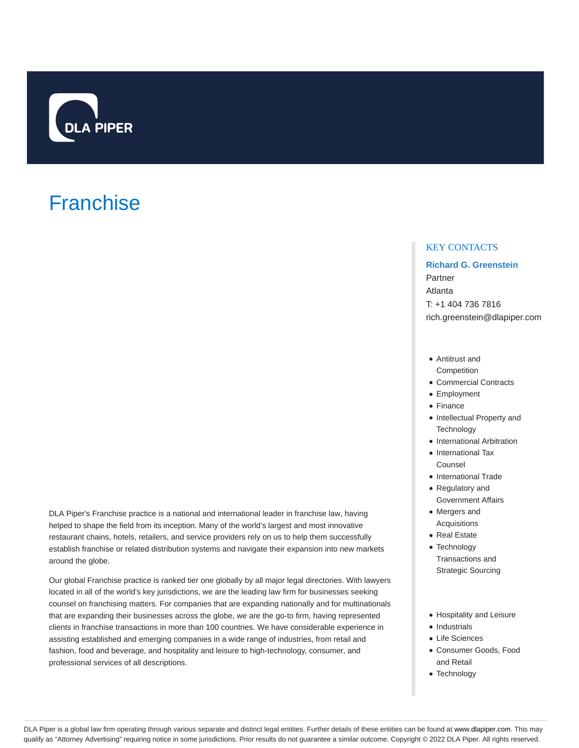DLA PIPER

# Franchise

DLA Piper's Franchise practice is a national and international leader in franchise law, having helped to shape the field from its inception. Many of the world's largest and most innovative restaurant chains, hotels, retailers, and service providers rely on us to help them successfully establish franchise or related distribution systems and navigate their expansion into new markets around the globe.

Our global Franchise practice is ranked tier one globally by all major legal directories. With lawyers located in all of the world's key jurisdictions, we are the leading law firm for businesses seeking counsel on franchising matters. For companies that are expanding nationally and for multinationals that are expanding their businesses across the globe, we are the go-to firm, having represented clients in franchise transactions in more than 100 countries. We have considerable experience in assisting established and emerging companies in a wide range of industries, from retail and fashion, food and beverage, and hospitality and leisure to high-technology, consumer, and professional services of all descriptions.

## KEY CONTACTS

**Richard G. Greenstein**
Partner
Atlanta
T: +1 404 736 7816
rich.greenstein@dlapiper.com

- Antitrust and Competition
- Commercial Contracts
- Employment
- Finance
- Intellectual Property and Technology
- International Arbitration
- International Tax Counsel
- International Trade
- Regulatory and Government Affairs
- Mergers and Acquisitions
- Real Estate
- Technology Transactions and Strategic Sourcing

- Hospitality and Leisure
- Industrials
- Life Sciences
- Consumer Goods, Food and Retail
- Technology

DLA Piper is a global law firm operating through various separate and distinct legal entities. Further details of these entities can be found at www.dlapiper.com. This may qualify as "Attorney Advertising" requiring notice in some jurisdictions. Prior results do not guarantee a similar outcome. Copyright © 2022 DLA Piper. All rights reserved.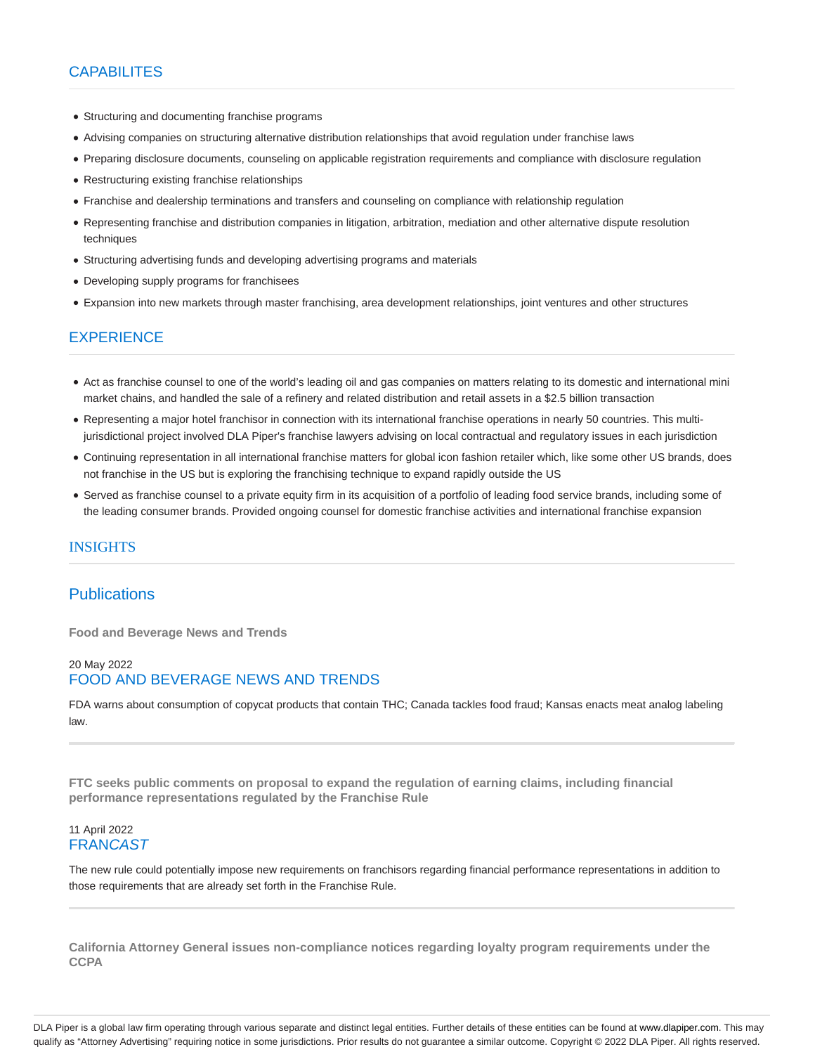## CAPABILITES

- Structuring and documenting franchise programs
- Advising companies on structuring alternative distribution relationships that avoid regulation under franchise laws
- Preparing disclosure documents, counseling on applicable registration requirements and compliance with disclosure regulation
- Restructuring existing franchise relationships
- Franchise and dealership terminations and transfers and counseling on compliance with relationship regulation
- Representing franchise and distribution companies in litigation, arbitration, mediation and other alternative dispute resolution techniques
- Structuring advertising funds and developing advertising programs and materials
- Developing supply programs for franchisees
- Expansion into new markets through master franchising, area development relationships, joint ventures and other structures

## EXPERIENCE

- Act as franchise counsel to one of the world's leading oil and gas companies on matters relating to its domestic and international mini market chains, and handled the sale of a refinery and related distribution and retail assets in a $2.5 billion transaction
- Representing a major hotel franchisor in connection with its international franchise operations in nearly 50 countries. This multi-jurisdictional project involved DLA Piper's franchise lawyers advising on local contractual and regulatory issues in each jurisdiction
- Continuing representation in all international franchise matters for global icon fashion retailer which, like some other US brands, does not franchise in the US but is exploring the franchising technique to expand rapidly outside the US
- Served as franchise counsel to a private equity firm in its acquisition of a portfolio of leading food service brands, including some of the leading consumer brands. Provided ongoing counsel for domestic franchise activities and international franchise expansion

## INSIGHTS

## Publications

**Food and Beverage News and Trends**

20 May 2022
### FOOD AND BEVERAGE NEWS AND TRENDS

FDA warns about consumption of copycat products that contain THC; Canada tackles food fraud; Kansas enacts meat analog labeling law.

---

**FTC seeks public comments on proposal to expand the regulation of earning claims, including financial performance representations regulated by the Franchise Rule**

11 April 2022
### FRAN*CAST*

The new rule could potentially impose new requirements on franchisors regarding financial performance representations in addition to those requirements that are already set forth in the Franchise Rule.

---

**California Attorney General issues non-compliance notices regarding loyalty program requirements under the CCPA**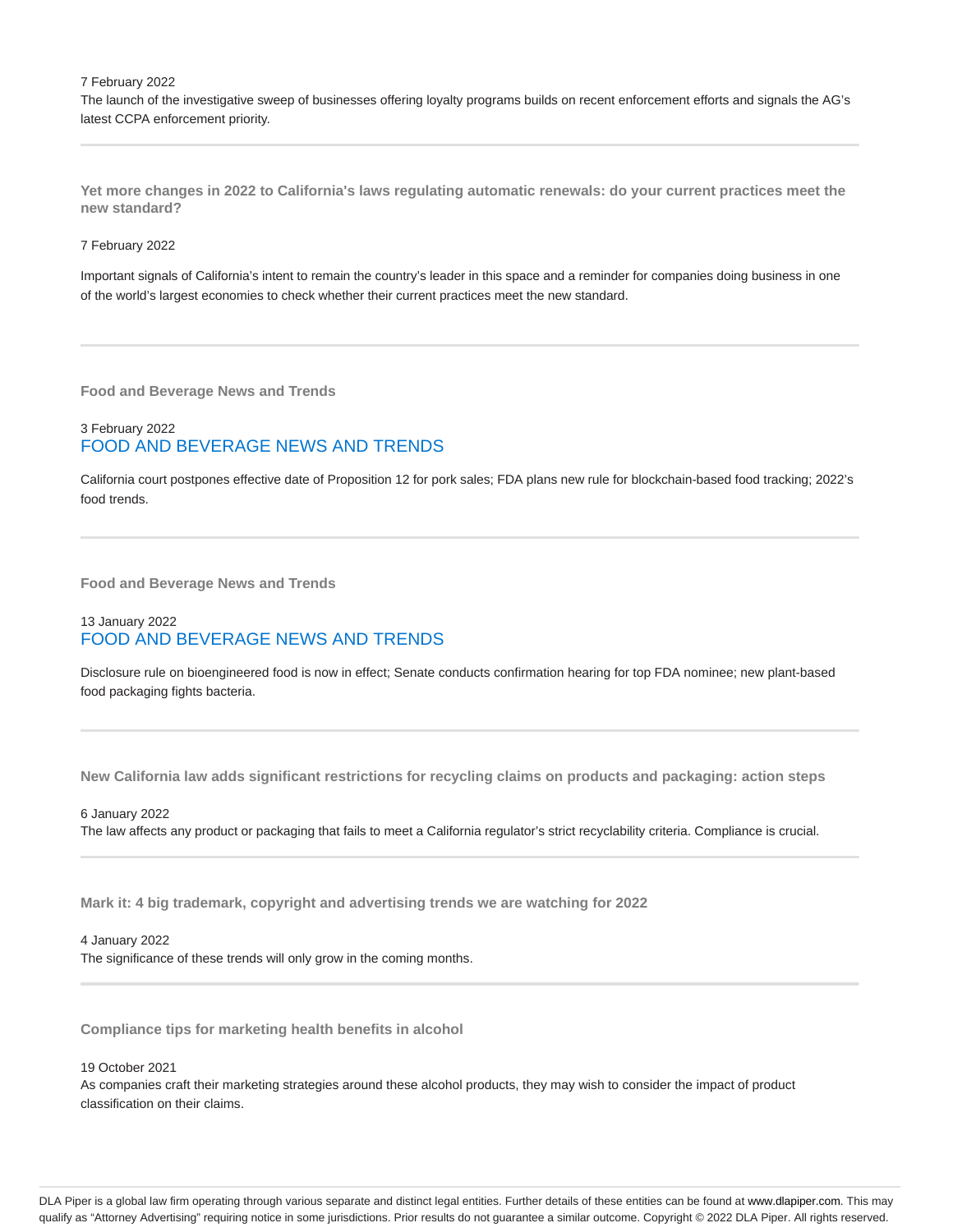7 February 2022
The launch of the investigative sweep of businesses offering loyalty programs builds on recent enforcement efforts and signals the AG's latest CCPA enforcement priority.

---

**Yet more changes in 2022 to California's laws regulating automatic renewals: do your current practices meet the new standard?**

7 February 2022

Important signals of California's intent to remain the country's leader in this space and a reminder for companies doing business in one of the world's largest economies to check whether their current practices meet the new standard.

---

**Food and Beverage News and Trends**

3 February 2022
FOOD AND BEVERAGE NEWS AND TRENDS

California court postpones effective date of Proposition 12 for pork sales; FDA plans new rule for blockchain-based food tracking; 2022's food trends.

---

**Food and Beverage News and Trends**

13 January 2022
FOOD AND BEVERAGE NEWS AND TRENDS

Disclosure rule on bioengineered food is now in effect; Senate conducts confirmation hearing for top FDA nominee; new plant-based food packaging fights bacteria.

---

**New California law adds significant restrictions for recycling claims on products and packaging: action steps**

6 January 2022
The law affects any product or packaging that fails to meet a California regulator's strict recyclability criteria. Compliance is crucial.

---

**Mark it: 4 big trademark, copyright and advertising trends we are watching for 2022**

4 January 2022
The significance of these trends will only grow in the coming months.

---

**Compliance tips for marketing health benefits in alcohol**

19 October 2021
As companies craft their marketing strategies around these alcohol products, they may wish to consider the impact of product classification on their claims.

DLA Piper is a global law firm operating through various separate and distinct legal entities. Further details of these entities can be found at www.dlapiper.com. This may qualify as "Attorney Advertising" requiring notice in some jurisdictions. Prior results do not guarantee a similar outcome. Copyright © 2022 DLA Piper. All rights reserved.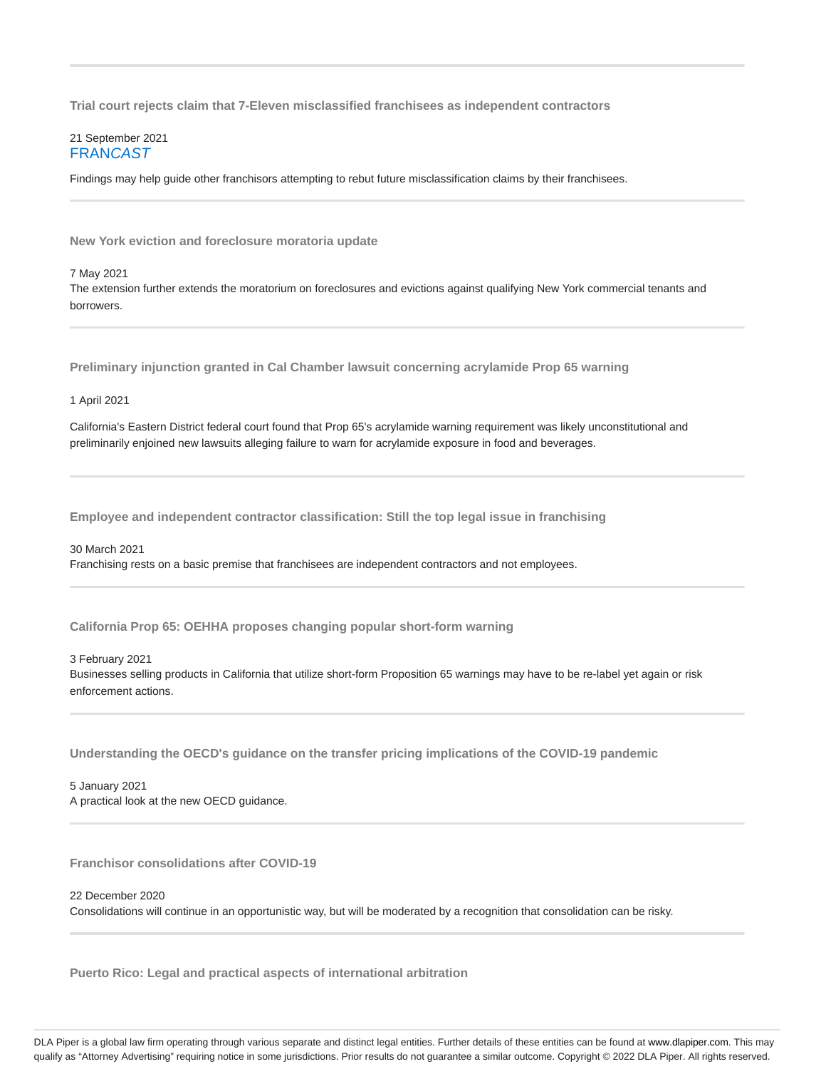### Trial court rejects claim that 7-Eleven misclassified franchisees as independent contractors

21 September 2021
FRAN*CAST*

Findings may help guide other franchisors attempting to rebut future misclassification claims by their franchisees.

### New York eviction and foreclosure moratoria update

7 May 2021
The extension further extends the moratorium on foreclosures and evictions against qualifying New York commercial tenants and borrowers.

### Preliminary injunction granted in Cal Chamber lawsuit concerning acrylamide Prop 65 warning

1 April 2021

California's Eastern District federal court found that Prop 65's acrylamide warning requirement was likely unconstitutional and preliminarily enjoined new lawsuits alleging failure to warn for acrylamide exposure in food and beverages.

### Employee and independent contractor classification: Still the top legal issue in franchising

30 March 2021
Franchising rests on a basic premise that franchisees are independent contractors and not employees.

### California Prop 65: OEHHA proposes changing popular short-form warning

3 February 2021
Businesses selling products in California that utilize short-form Proposition 65 warnings may have to be re-label yet again or risk enforcement actions.

### Understanding the OECD's guidance on the transfer pricing implications of the COVID-19 pandemic

5 January 2021
A practical look at the new OECD guidance.

### Franchisor consolidations after COVID-19

22 December 2020
Consolidations will continue in an opportunistic way, but will be moderated by a recognition that consolidation can be risky.

### Puerto Rico: Legal and practical aspects of international arbitration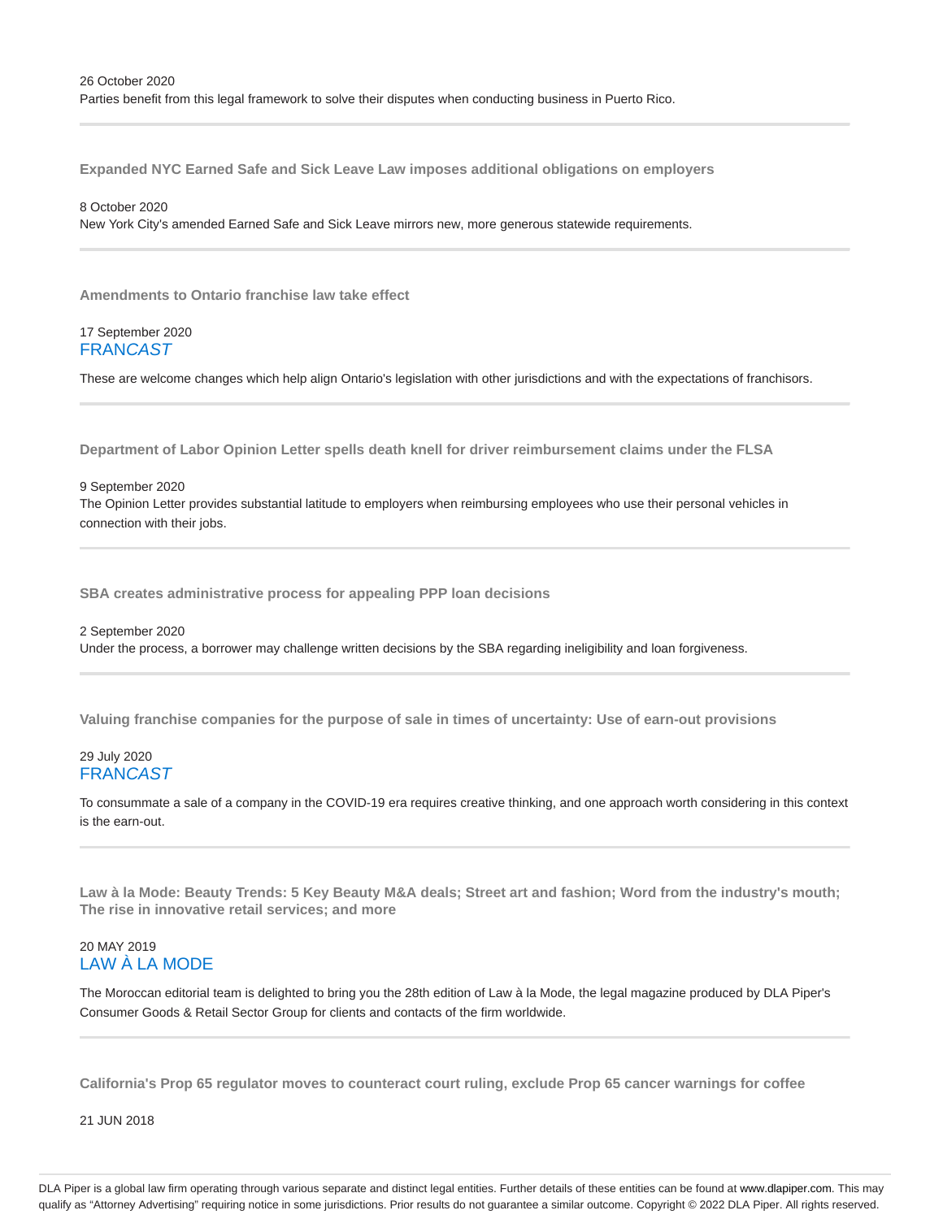26 October 2020
Parties benefit from this legal framework to solve their disputes when conducting business in Puerto Rico.

---

**Expanded NYC Earned Safe and Sick Leave Law imposes additional obligations on employers**

8 October 2020
New York City's amended Earned Safe and Sick Leave mirrors new, more generous statewide requirements.

---

**Amendments to Ontario franchise law take effect**

17 September 2020
FRAN*CAST*

These are welcome changes which help align Ontario's legislation with other jurisdictions and with the expectations of franchisors.

---

**Department of Labor Opinion Letter spells death knell for driver reimbursement claims under the FLSA**

9 September 2020
The Opinion Letter provides substantial latitude to employers when reimbursing employees who use their personal vehicles in connection with their jobs.

---

**SBA creates administrative process for appealing PPP loan decisions**

2 September 2020
Under the process, a borrower may challenge written decisions by the SBA regarding ineligibility and loan forgiveness.

---

**Valuing franchise companies for the purpose of sale in times of uncertainty: Use of earn-out provisions**

29 July 2020
FRAN*CAST*

To consummate a sale of a company in the COVID-19 era requires creative thinking, and one approach worth considering in this context is the earn-out.

---

**Law à la Mode: Beauty Trends: 5 Key Beauty M&A deals; Street art and fashion; Word from the industry's mouth; The rise in innovative retail services; and more**

20 MAY 2019
LAW À LA MODE

The Moroccan editorial team is delighted to bring you the 28th edition of Law à la Mode, the legal magazine produced by DLA Piper's Consumer Goods & Retail Sector Group for clients and contacts of the firm worldwide.

---

**California's Prop 65 regulator moves to counteract court ruling, exclude Prop 65 cancer warnings for coffee**

21 JUN 2018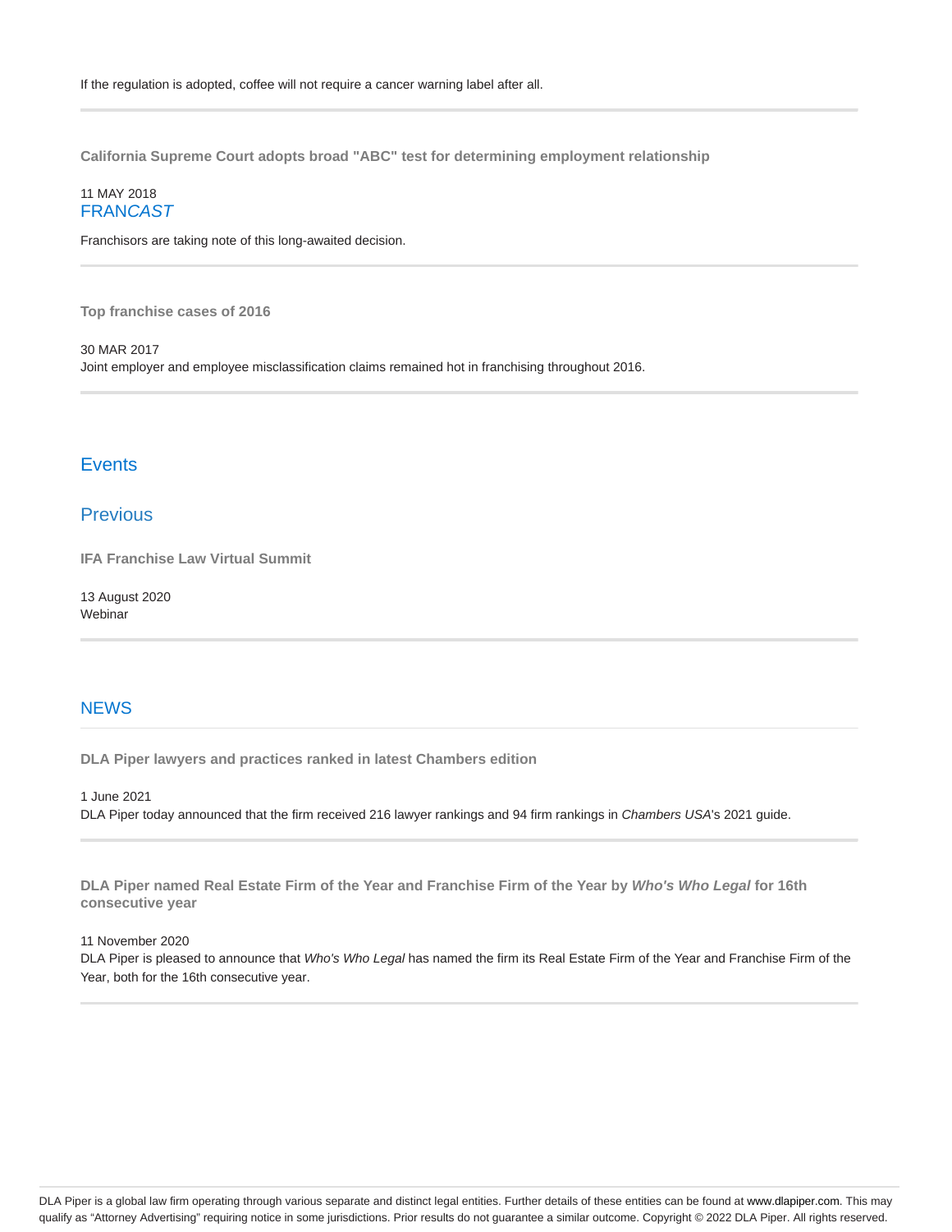If the regulation is adopted, coffee will not require a cancer warning label after all.

---

**California Supreme Court adopts broad "ABC" test for determining employment relationship**

11 MAY 2018
FRAN*CAST*

Franchisors are taking note of this long-awaited decision.

---

**Top franchise cases of 2016**

30 MAR 2017
Joint employer and employee misclassification claims remained hot in franchising throughout 2016.

---

## Events

### Previous

**IFA Franchise Law Virtual Summit**

13 August 2020
Webinar

---

## NEWS

**DLA Piper lawyers and practices ranked in latest Chambers edition**

1 June 2021
DLA Piper today announced that the firm received 216 lawyer rankings and 94 firm rankings in *Chambers USA*'s 2021 guide.

---

**DLA Piper named Real Estate Firm of the Year and Franchise Firm of the Year by *Who's Who Legal* for 16th consecutive year**

11 November 2020
DLA Piper is pleased to announce that *Who's Who Legal* has named the firm its Real Estate Firm of the Year and Franchise Firm of the Year, both for the 16th consecutive year.

---

DLA Piper is a global law firm operating through various separate and distinct legal entities. Further details of these entities can be found at www.dlapiper.com. This may qualify as "Attorney Advertising" requiring notice in some jurisdictions. Prior results do not guarantee a similar outcome. Copyright © 2022 DLA Piper. All rights reserved.